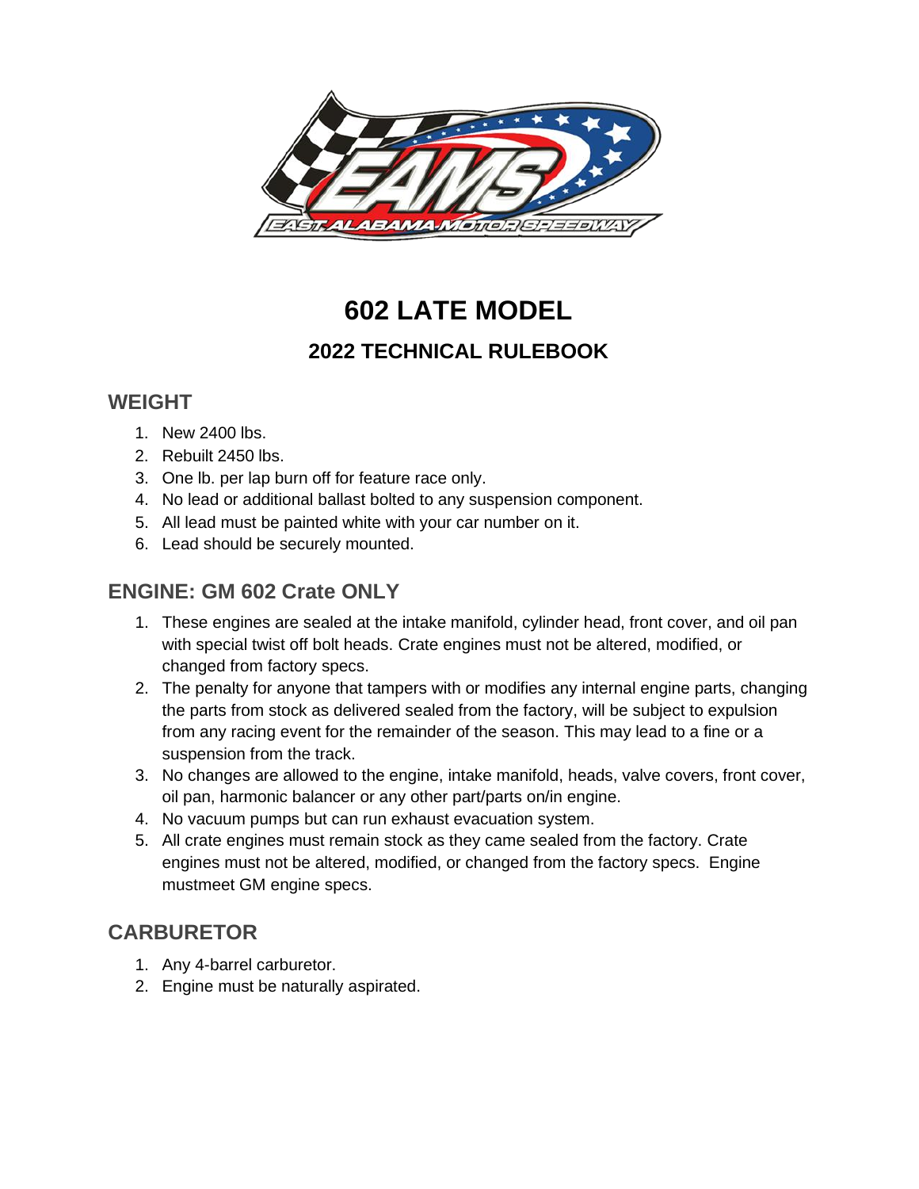# 602 LATE MODEL

## 2022 TECHNICAL RULEBOOK

### WEIGHT

1. New 2400 lbs.
2. Rebuilt 2450 lbs.
3. One lb. per lap burn off for feature race only.
4. No lead or additional ballast bolted to any suspension component.
5. All lead must be painted white with your car number on it.
6. Lead should be securely mounted.

### ENGINE: GM 602 Crate ONLY

1. These engines are sealed at the intake manifold, cylinder head, front cover, and oil pan with special twist off bolt heads. Crate engines must not be altered, modified, or changed from factory specs.
2. The penalty for anyone that tampers with or modifies any internal engine parts, changing the parts from stock as delivered sealed from the factory, will be subject to expulsion from any racing event for the remainder of the season. This may lead to a fine or a suspension from the track.
3. No changes are allowed to the engine, intake manifold, heads, valve covers, front cover, oil pan, harmonic balancer or any other part/parts on/in engine.
4. No vacuum pumps but can run exhaust evacuation system.
5. All crate engines must remain stock as they came sealed from the factory. Crate engines must not be altered, modified, or changed from the factory specs. Engine mustmeet GM engine specs.

### CARBURETOR

1. Any 4-barrel carburetor.
2. Engine must be naturally aspirated.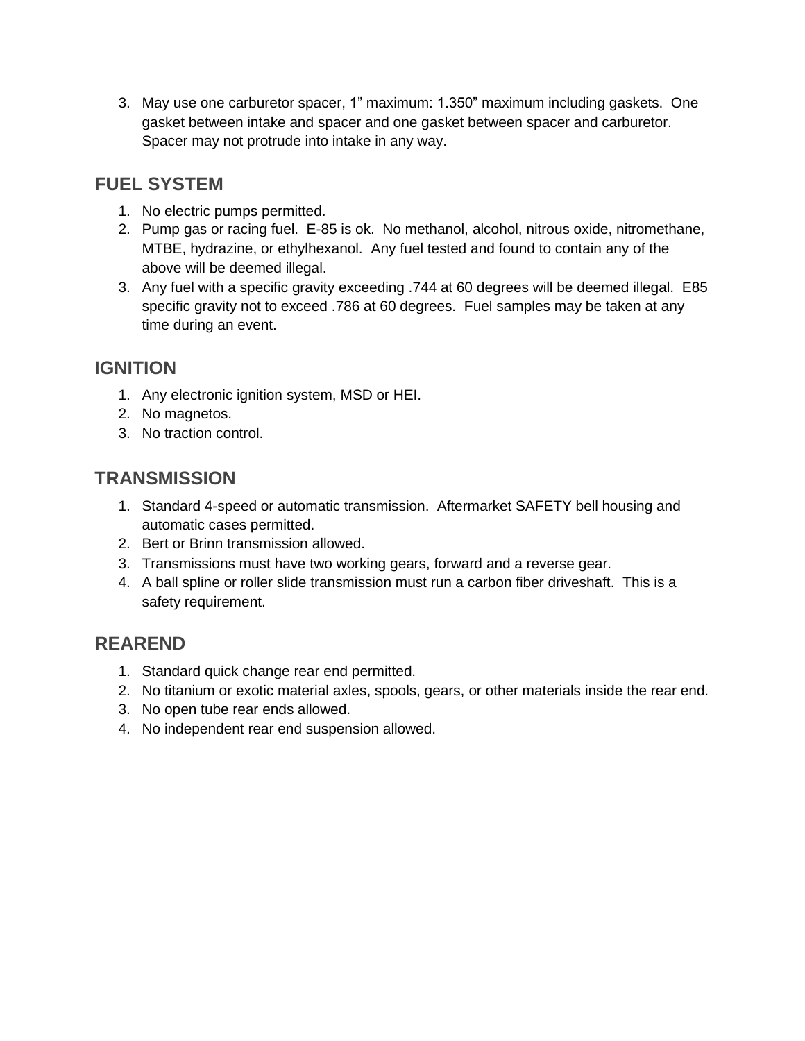3. May use one carburetor spacer, 1" maximum: 1.350" maximum including gaskets. One gasket between intake and spacer and one gasket between spacer and carburetor. Spacer may not protrude into intake in any way.

## FUEL SYSTEM

1. No electric pumps permitted.
2. Pump gas or racing fuel. E-85 is ok. No methanol, alcohol, nitrous oxide, nitromethane, MTBE, hydrazine, or ethylhexanol. Any fuel tested and found to contain any of the above will be deemed illegal.
3. Any fuel with a specific gravity exceeding .744 at 60 degrees will be deemed illegal. E85 specific gravity not to exceed .786 at 60 degrees. Fuel samples may be taken at any time during an event.

## IGNITION

1. Any electronic ignition system, MSD or HEI.
2. No magnetos.
3. No traction control.

## TRANSMISSION

1. Standard 4-speed or automatic transmission. Aftermarket SAFETY bell housing and automatic cases permitted.
2. Bert or Brinn transmission allowed.
3. Transmissions must have two working gears, forward and a reverse gear.
4. A ball spline or roller slide transmission must run a carbon fiber driveshaft. This is a safety requirement.

## REAREND

1. Standard quick change rear end permitted.
2. No titanium or exotic material axles, spools, gears, or other materials inside the rear end.
3. No open tube rear ends allowed.
4. No independent rear end suspension allowed.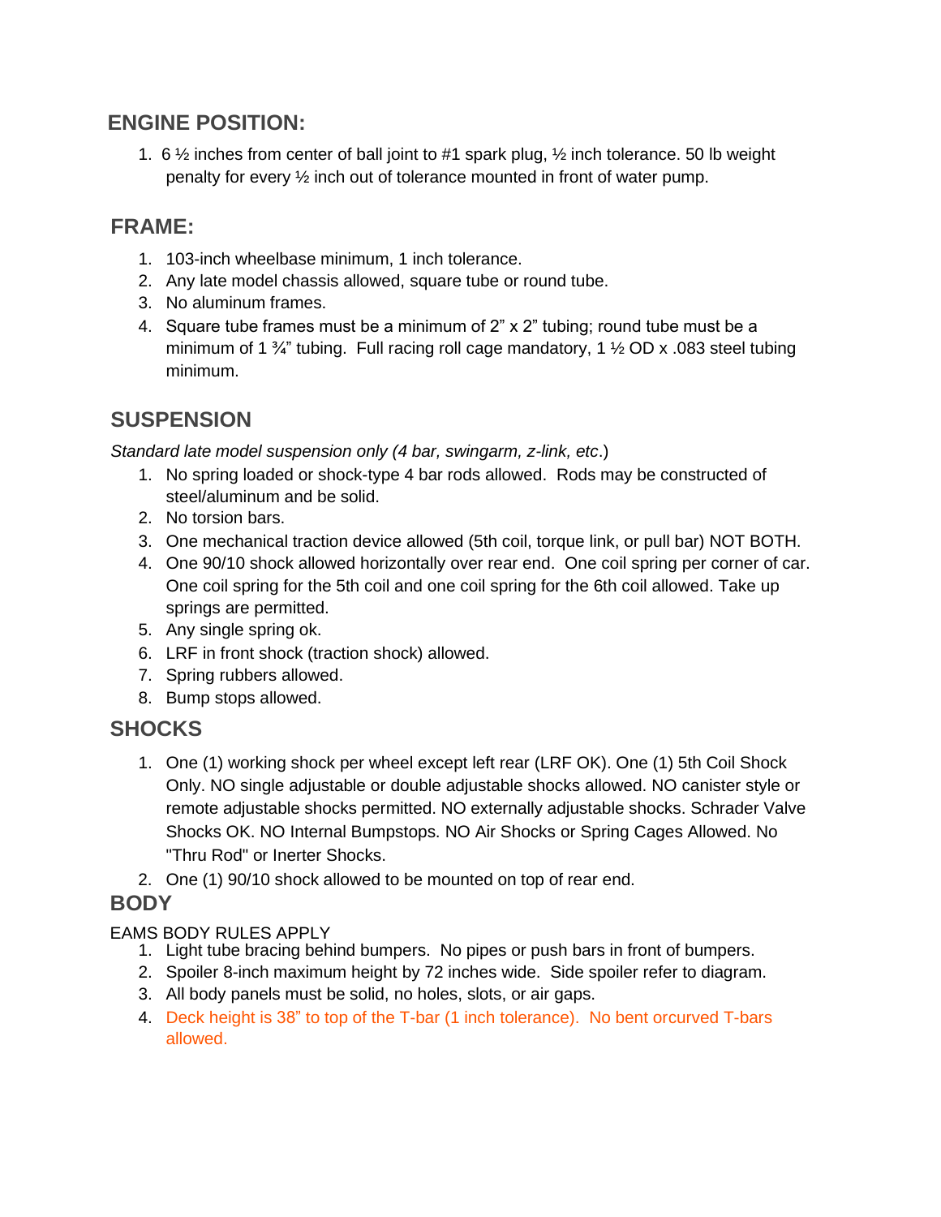## ENGINE POSITION:

1. 6 ½ inches from center of ball joint to #1 spark plug, ½ inch tolerance. 50 lb weight penalty for every ½ inch out of tolerance mounted in front of water pump.

## FRAME:

1. 103-inch wheelbase minimum, 1 inch tolerance.
2. Any late model chassis allowed, square tube or round tube.
3. No aluminum frames.
4. Square tube frames must be a minimum of 2" x 2" tubing; round tube must be a minimum of 1 ¾" tubing. Full racing roll cage mandatory, 1 ½ OD x .083 steel tubing minimum.

## SUSPENSION

*Standard late model suspension only (4 bar, swingarm, z-link, etc*.)

1. No spring loaded or shock-type 4 bar rods allowed. Rods may be constructed of steel/aluminum and be solid.
2. No torsion bars.
3. One mechanical traction device allowed (5th coil, torque link, or pull bar) NOT BOTH.
4. One 90/10 shock allowed horizontally over rear end. One coil spring per corner of car. One coil spring for the 5th coil and one coil spring for the 6th coil allowed. Take up springs are permitted.
5. Any single spring ok.
6. LRF in front shock (traction shock) allowed.
7. Spring rubbers allowed.
8. Bump stops allowed.

## SHOCKS

1. One (1) working shock per wheel except left rear (LRF OK). One (1) 5th Coil Shock Only. NO single adjustable or double adjustable shocks allowed. NO canister style or remote adjustable shocks permitted. NO externally adjustable shocks. Schrader Valve Shocks OK. NO Internal Bumpstops. NO Air Shocks or Spring Cages Allowed. No "Thru Rod" or Inerter Shocks.
2. One (1) 90/10 shock allowed to be mounted on top of rear end.

## BODY

EAMS BODY RULES APPLY

1. Light tube bracing behind bumpers. No pipes or push bars in front of bumpers.
2. Spoiler 8-inch maximum height by 72 inches wide. Side spoiler refer to diagram.
3. All body panels must be solid, no holes, slots, or air gaps.
4. Deck height is 38" to top of the T-bar (1 inch tolerance). No bent orcurved T-bars allowed.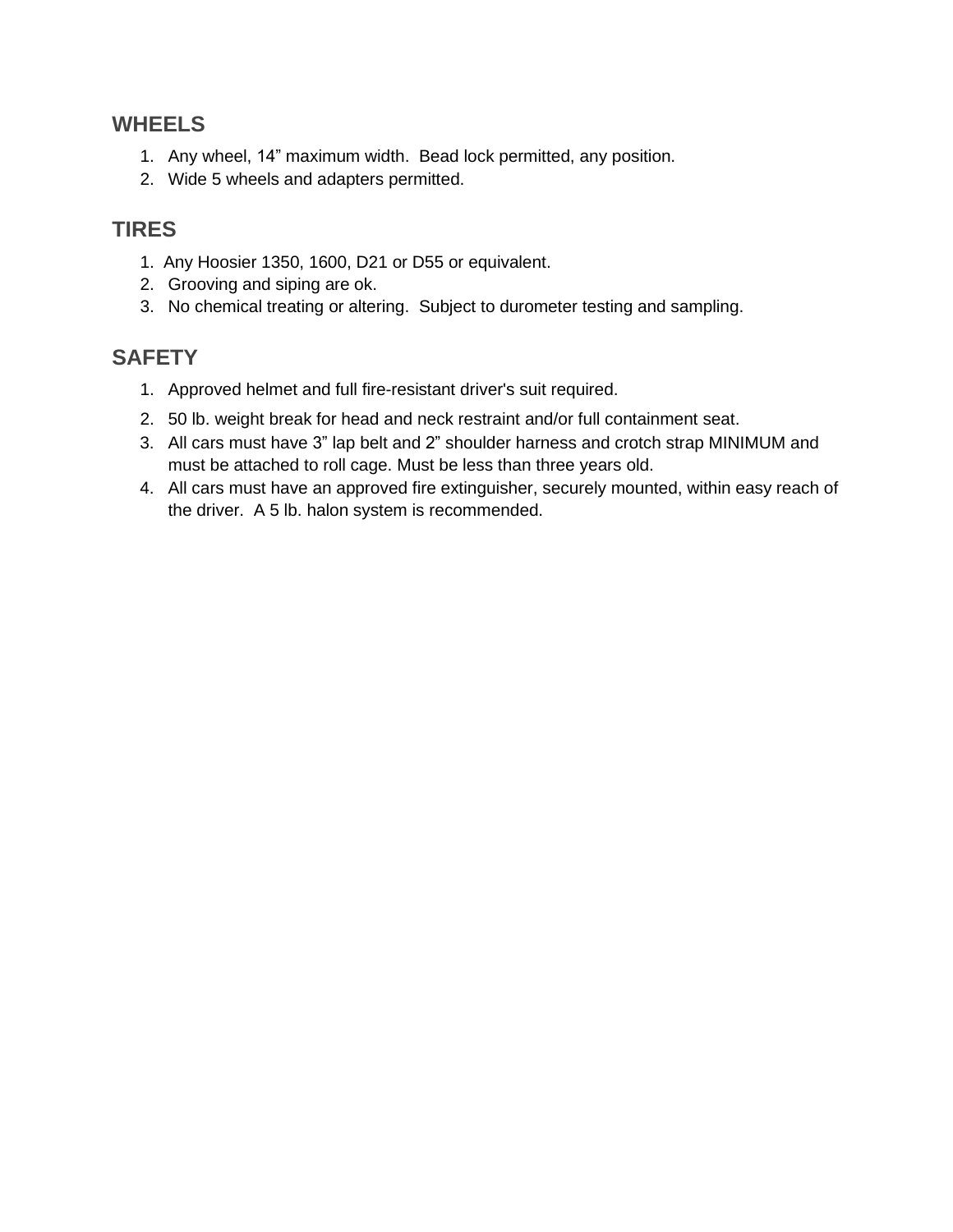## WHEELS

1. Any wheel, 14" maximum width. Bead lock permitted, any position.
2. Wide 5 wheels and adapters permitted.

## TIRES

1. Any Hoosier 1350, 1600, D21 or D55 or equivalent.
2. Grooving and siping are ok.
3. No chemical treating or altering. Subject to durometer testing and sampling.

## SAFETY

1. Approved helmet and full fire-resistant driver's suit required.
2. 50 lb. weight break for head and neck restraint and/or full containment seat.
3. All cars must have 3" lap belt and 2" shoulder harness and crotch strap MINIMUM and must be attached to roll cage. Must be less than three years old.
4. All cars must have an approved fire extinguisher, securely mounted, within easy reach of the driver. A 5 lb. halon system is recommended.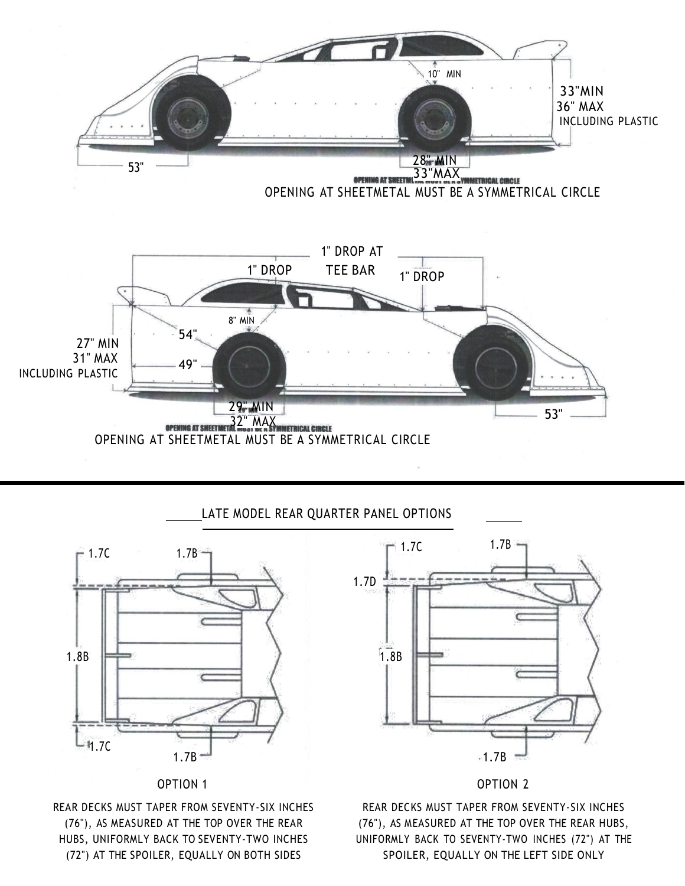10" MIN

33"MIN
36" MAX
INCLUDING PLASTIC

53"

28" MIN
33"MAX

OPENING AT SHEETMETAL MUST BE A SYMMETRICAL CIRCLE

1" DROP AT TEE BAR

1" DROP

1" DROP

8" MIN

54"

27" MIN
31" MAX
INCLUDING PLASTIC

49"

29" MIN
32" MAX

53"

OPENING AT SHEETMETAL MUST BE A SYMMETRICAL CIRCLE

---

## LATE MODEL REAR QUARTER PANEL OPTIONS

1.7C

1.7B

1.8B

1.7C

1.7B

### OPTION 1

REAR DECKS MUST TAPER FROM SEVENTY-SIX INCHES (76"), AS MEASURED AT THE TOP OVER THE REAR HUBS, UNIFORMLY BACK TO SEVENTY-TWO INCHES (72") AT THE SPOILER, EQUALLY ON BOTH SIDES

1.7C

1.7B

1.7D

1.8B

1.7B

### OPTION 2

REAR DECKS MUST TAPER FROM SEVENTY-SIX INCHES (76"), AS MEASURED AT THE TOP OVER THE REAR HUBS, UNIFORMLY BACK TO SEVENTY-TWO INCHES (72") AT THE SPOILER, EQUALLY ON THE LEFT SIDE ONLY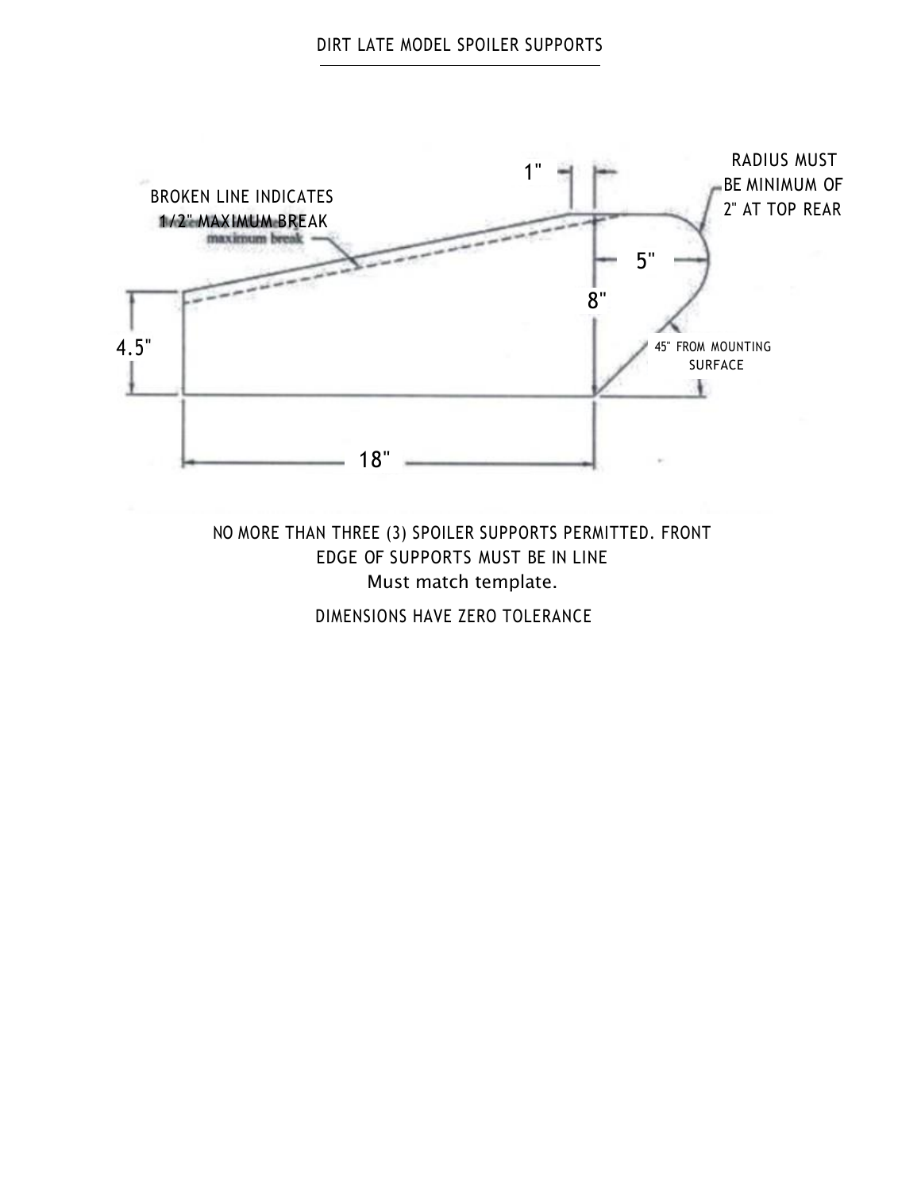# DIRT LATE MODEL SPOILER SUPPORTS

BROKEN LINE INDICATES 1/2" MAXIMUM BREAK

maximum break

1"

RADIUS MUST BE MINIMUM OF 2" AT TOP REAR

5"

8"

4.5"

45° FROM MOUNTING SURFACE

18"

NO MORE THAN THREE (3) SPOILER SUPPORTS PERMITTED. FRONT EDGE OF SUPPORTS MUST BE IN LINE

Must match template.

DIMENSIONS HAVE ZERO TOLERANCE